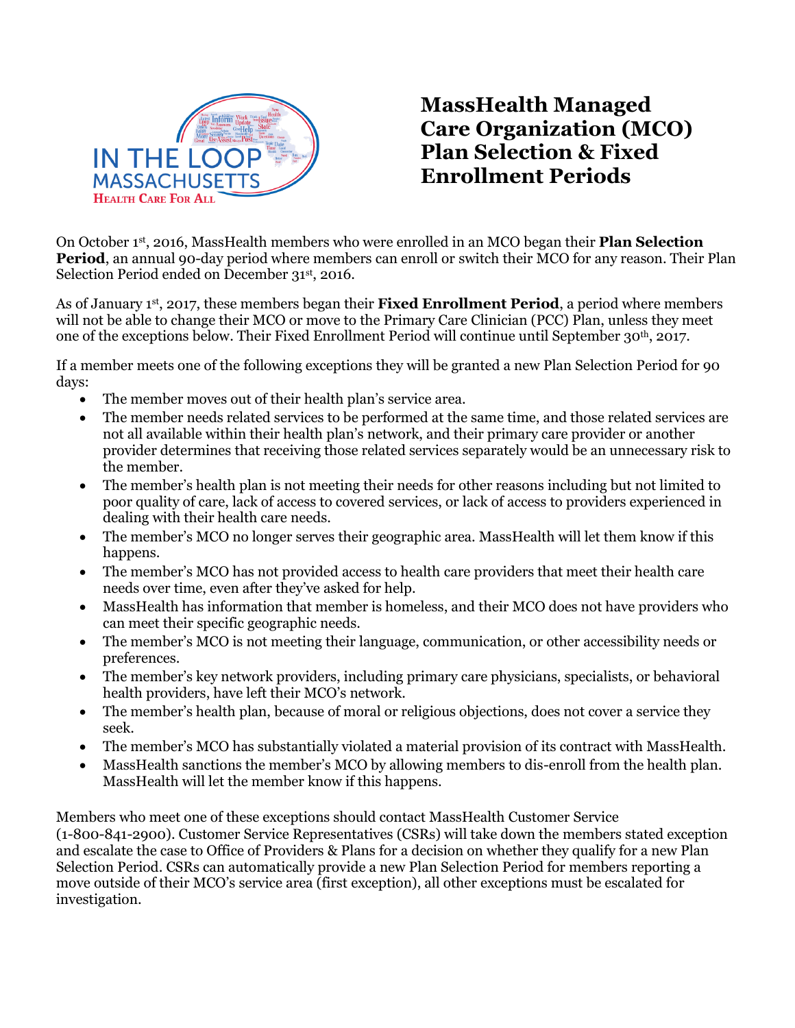IN THE LOOP MASSACHUSETTS
HEALTH CARE FOR ALL

# MassHealth Managed Care Organization (MCO) Plan Selection & Fixed Enrollment Periods

On October 1st, 2016, MassHealth members who were enrolled in an MCO began their **Plan Selection Period**, an annual 90-day period where members can enroll or switch their MCO for any reason. Their Plan Selection Period ended on December 31st, 2016.

As of January 1st, 2017, these members began their **Fixed Enrollment Period**, a period where members will not be able to change their MCO or move to the Primary Care Clinician (PCC) Plan, unless they meet one of the exceptions below. Their Fixed Enrollment Period will continue until September 30th, 2017.

If a member meets one of the following exceptions they will be granted a new Plan Selection Period for 90 days:

- The member moves out of their health plan's service area.
- The member needs related services to be performed at the same time, and those related services are not all available within their health plan's network, and their primary care provider or another provider determines that receiving those related services separately would be an unnecessary risk to the member.
- The member's health plan is not meeting their needs for other reasons including but not limited to poor quality of care, lack of access to covered services, or lack of access to providers experienced in dealing with their health care needs.
- The member's MCO no longer serves their geographic area. MassHealth will let them know if this happens.
- The member's MCO has not provided access to health care providers that meet their health care needs over time, even after they've asked for help.
- MassHealth has information that member is homeless, and their MCO does not have providers who can meet their specific geographic needs.
- The member's MCO is not meeting their language, communication, or other accessibility needs or preferences.
- The member's key network providers, including primary care physicians, specialists, or behavioral health providers, have left their MCO's network.
- The member's health plan, because of moral or religious objections, does not cover a service they seek.
- The member's MCO has substantially violated a material provision of its contract with MassHealth.
- MassHealth sanctions the member's MCO by allowing members to dis-enroll from the health plan. MassHealth will let the member know if this happens.

Members who meet one of these exceptions should contact MassHealth Customer Service (1-800-841-2900). Customer Service Representatives (CSRs) will take down the members stated exception and escalate the case to Office of Providers & Plans for a decision on whether they qualify for a new Plan Selection Period. CSRs can automatically provide a new Plan Selection Period for members reporting a move outside of their MCO's service area (first exception), all other exceptions must be escalated for investigation.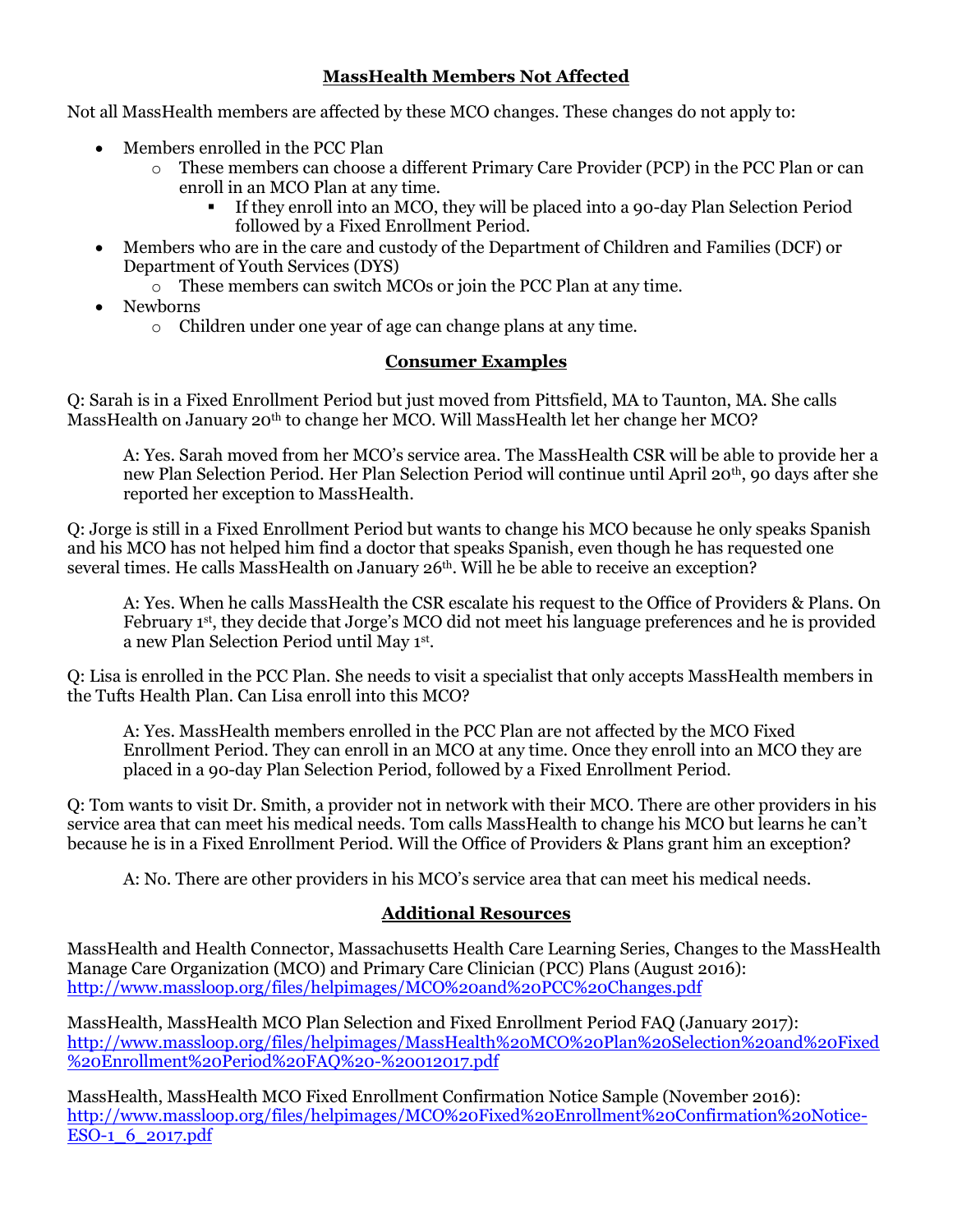## MassHealth Members Not Affected

Not all MassHealth members are affected by these MCO changes. These changes do not apply to:

- Members enrolled in the PCC Plan
    - These members can choose a different Primary Care Provider (PCP) in the PCC Plan or can enroll in an MCO Plan at any time.
        - If they enroll into an MCO, they will be placed into a 90-day Plan Selection Period followed by a Fixed Enrollment Period.
- Members who are in the care and custody of the Department of Children and Families (DCF) or Department of Youth Services (DYS)
    - These members can switch MCOs or join the PCC Plan at any time.
- Newborns
    - Children under one year of age can change plans at any time.

## Consumer Examples

Q: Sarah is in a Fixed Enrollment Period but just moved from Pittsfield, MA to Taunton, MA. She calls MassHealth on January 20th to change her MCO. Will MassHealth let her change her MCO?

> A: Yes. Sarah moved from her MCO's service area. The MassHealth CSR will be able to provide her a new Plan Selection Period. Her Plan Selection Period will continue until April 20th, 90 days after she reported her exception to MassHealth.

Q: Jorge is still in a Fixed Enrollment Period but wants to change his MCO because he only speaks Spanish and his MCO has not helped him find a doctor that speaks Spanish, even though he has requested one several times. He calls MassHealth on January 26th. Will he be able to receive an exception?

> A: Yes. When he calls MassHealth the CSR escalate his request to the Office of Providers & Plans. On February 1st, they decide that Jorge's MCO did not meet his language preferences and he is provided a new Plan Selection Period until May 1st.

Q: Lisa is enrolled in the PCC Plan. She needs to visit a specialist that only accepts MassHealth members in the Tufts Health Plan. Can Lisa enroll into this MCO?

> A: Yes. MassHealth members enrolled in the PCC Plan are not affected by the MCO Fixed Enrollment Period. They can enroll in an MCO at any time. Once they enroll into an MCO they are placed in a 90-day Plan Selection Period, followed by a Fixed Enrollment Period.

Q: Tom wants to visit Dr. Smith, a provider not in network with their MCO. There are other providers in his service area that can meet his medical needs. Tom calls MassHealth to change his MCO but learns he can't because he is in a Fixed Enrollment Period. Will the Office of Providers & Plans grant him an exception?

> A: No. There are other providers in his MCO's service area that can meet his medical needs.

## Additional Resources

MassHealth and Health Connector, Massachusetts Health Care Learning Series, Changes to the MassHealth Manage Care Organization (MCO) and Primary Care Clinician (PCC) Plans (August 2016): http://www.massloop.org/files/helpimages/MCO%20and%20PCC%20Changes.pdf

MassHealth, MassHealth MCO Plan Selection and Fixed Enrollment Period FAQ (January 2017): http://www.massloop.org/files/helpimages/MassHealth%20MCO%20Plan%20Selection%20and%20Fixed%20Enrollment%20Period%20FAQ%20-%20012017.pdf

MassHealth, MassHealth MCO Fixed Enrollment Confirmation Notice Sample (November 2016): http://www.massloop.org/files/helpimages/MCO%20Fixed%20Enrollment%20Confirmation%20Notice-ESO-1_6_2017.pdf